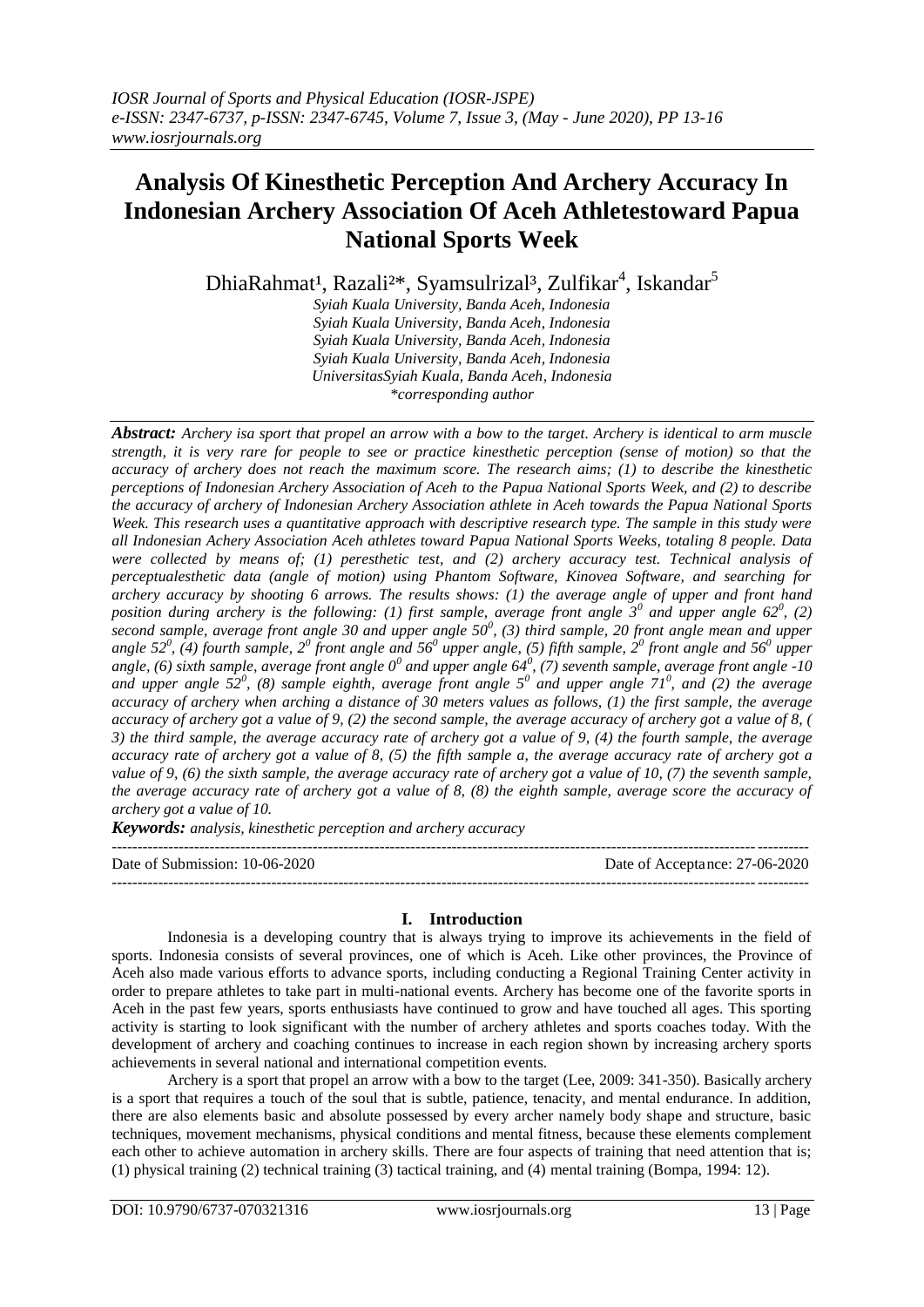# Analysis Of Kinesthetic Perception And Archery Accuracy In Indonesian Archery Association Of Aceh Athletestoward Papua National Sports Week

DhiaRahmat[1], Razali[2]*, Syamsulrizal[3], Zulfikar[4], Iskandar[5]

*Syiah Kuala University, Banda Aceh, Indonesia*
*Syiah Kuala University, Banda Aceh, Indonesia*
*Syiah Kuala University, Banda Aceh, Indonesia*
*Syiah Kuala University, Banda Aceh, Indonesia*
*UniversitasSyiah Kuala, Banda Aceh, Indonesia*
*\*corresponding author*

***Abstract:*** *Archery isa sport that propel an arrow with a bow to the target. Archery is identical to arm muscle strength, it is very rare for people to see or practice kinesthetic perception (sense of motion) so that the accuracy of archery does not reach the maximum score. The research aims; (1) to describe the kinesthetic perceptions of Indonesian Archery Association of Aceh to the Papua National Sports Week, and (2) to describe the accuracy of archery of Indonesian Archery Association athlete in Aceh towards the Papua National Sports Week. This research uses a quantitative approach with descriptive research type. The sample in this study were all Indonesian Achery Association Aceh athletes toward Papua National Sports Weeks, totaling 8 people. Data were collected by means of; (1) peresthetic test, and (2) archery accuracy test. Technical analysis of perceptualesthetic data (angle of motion) using Phantom Software, Kinovea Software, and searching for archery accuracy by shooting 6 arrows. The results shows: (1) the average angle of upper and front hand position during archery is the following: (1) first sample, average front angle $3^0$ and upper angle $62^0$, (2) second sample, average front angle 30 and upper angle $50^0$, (3) third sample, 20 front angle mean and upper angle $52^0$, (4) fourth sample, $2^0$ front angle and $56^0$ upper angle, (5) fifth sample, $2^0$ front angle and $56^0$ upper angle, (6) sixth sample, average front angle $0^0$ and upper angle $64^0$, (7) seventh sample, average front angle -10 and upper angle $52^0$, (8) sample eighth, average front angle $5^0$ and upper angle $71^0$, and (2) the average accuracy of archery when arching a distance of 30 meters values as follows, (1) the first sample, the average accuracy of archery got a value of 9, (2) the second sample, the average accuracy of archery got a value of 8, ( 3) the third sample, the average accuracy rate of archery got a value of 9, (4) the fourth sample, the average accuracy rate of archery got a value of 8, (5) the fifth sample a, the average accuracy rate of archery got a value of 9, (6) the sixth sample, the average accuracy rate of archery got a value of 10, (7) the seventh sample, the average accuracy rate of archery got a value of 8, (8) the eighth sample, average score the accuracy of archery got a value of 10.*

***Keywords:*** *analysis, kinesthetic perception and archery accuracy*

---

Date of Submission: 10-06-2020 | Date of Acceptance: 27-06-2020

---

## I. Introduction

Indonesia is a developing country that is always trying to improve its achievements in the field of sports. Indonesia consists of several provinces, one of which is Aceh. Like other provinces, the Province of Aceh also made various efforts to advance sports, including conducting a Regional Training Center activity in order to prepare athletes to take part in multi-national events. Archery has become one of the favorite sports in Aceh in the past few years, sports enthusiasts have continued to grow and have touched all ages. This sporting activity is starting to look significant with the number of archery athletes and sports coaches today. With the development of archery and coaching continues to increase in each region shown by increasing archery sports achievements in several national and international competition events.

Archery is a sport that propel an arrow with a bow to the target (Lee, 2009: 341-350). Basically archery is a sport that requires a touch of the soul that is subtle, patience, tenacity, and mental endurance. In addition, there are also elements basic and absolute possessed by every archer namely body shape and structure, basic techniques, movement mechanisms, physical conditions and mental fitness, because these elements complement each other to achieve automation in archery skills. There are four aspects of training that need attention that is; (1) physical training (2) technical training (3) tactical training, and (4) mental training (Bompa, 1994: 12).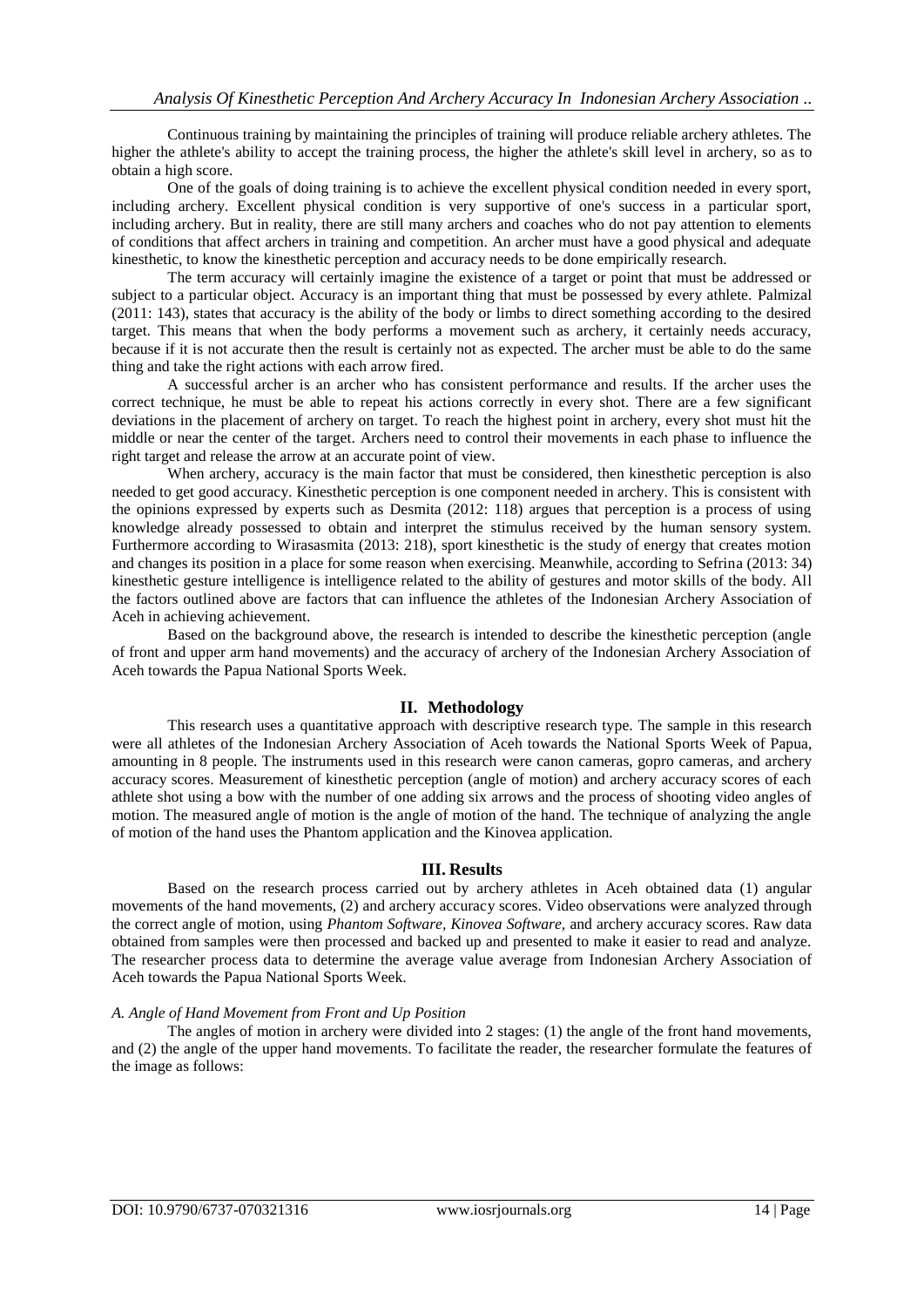Continuous training by maintaining the principles of training will produce reliable archery athletes. The higher the athlete's ability to accept the training process, the higher the athlete's skill level in archery, so as to obtain a high score.

One of the goals of doing training is to achieve the excellent physical condition needed in every sport, including archery. Excellent physical condition is very supportive of one's success in a particular sport, including archery. But in reality, there are still many archers and coaches who do not pay attention to elements of conditions that affect archers in training and competition. An archer must have a good physical and adequate kinesthetic, to know the kinesthetic perception and accuracy needs to be done empirically research.

The term accuracy will certainly imagine the existence of a target or point that must be addressed or subject to a particular object. Accuracy is an important thing that must be possessed by every athlete. Palmizal (2011: 143), states that accuracy is the ability of the body or limbs to direct something according to the desired target. This means that when the body performs a movement such as archery, it certainly needs accuracy, because if it is not accurate then the result is certainly not as expected. The archer must be able to do the same thing and take the right actions with each arrow fired.

A successful archer is an archer who has consistent performance and results. If the archer uses the correct technique, he must be able to repeat his actions correctly in every shot. There are a few significant deviations in the placement of archery on target. To reach the highest point in archery, every shot must hit the middle or near the center of the target. Archers need to control their movements in each phase to influence the right target and release the arrow at an accurate point of view.

When archery, accuracy is the main factor that must be considered, then kinesthetic perception is also needed to get good accuracy. Kinesthetic perception is one component needed in archery. This is consistent with the opinions expressed by experts such as Desmita (2012: 118) argues that perception is a process of using knowledge already possessed to obtain and interpret the stimulus received by the human sensory system. Furthermore according to Wirasasmita (2013: 218), sport kinesthetic is the study of energy that creates motion and changes its position in a place for some reason when exercising. Meanwhile, according to Sefrina (2013: 34) kinesthetic gesture intelligence is intelligence related to the ability of gestures and motor skills of the body. All the factors outlined above are factors that can influence the athletes of the Indonesian Archery Association of Aceh in achieving achievement.

Based on the background above, the research is intended to describe the kinesthetic perception (angle of front and upper arm hand movements) and the accuracy of archery of the Indonesian Archery Association of Aceh towards the Papua National Sports Week.

## II. Methodology

This research uses a quantitative approach with descriptive research type. The sample in this research were all athletes of the Indonesian Archery Association of Aceh towards the National Sports Week of Papua, amounting in 8 people. The instruments used in this research were canon cameras, gopro cameras, and archery accuracy scores. Measurement of kinesthetic perception (angle of motion) and archery accuracy scores of each athlete shot using a bow with the number of one adding six arrows and the process of shooting video angles of motion. The measured angle of motion is the angle of motion of the hand. The technique of analyzing the angle of motion of the hand uses the Phantom application and the Kinovea application.

## III. Results

Based on the research process carried out by archery athletes in Aceh obtained data (1) angular movements of the hand movements, (2) and archery accuracy scores. Video observations were analyzed through the correct angle of motion, using *Phantom Software, Kinovea Software,* and archery accuracy scores. Raw data obtained from samples were then processed and backed up and presented to make it easier to read and analyze. The researcher process data to determine the average value average from Indonesian Archery Association of Aceh towards the Papua National Sports Week.

### *A. Angle of Hand Movement from Front and Up Position*

The angles of motion in archery were divided into 2 stages: (1) the angle of the front hand movements, and (2) the angle of the upper hand movements. To facilitate the reader, the researcher formulate the features of the image as follows: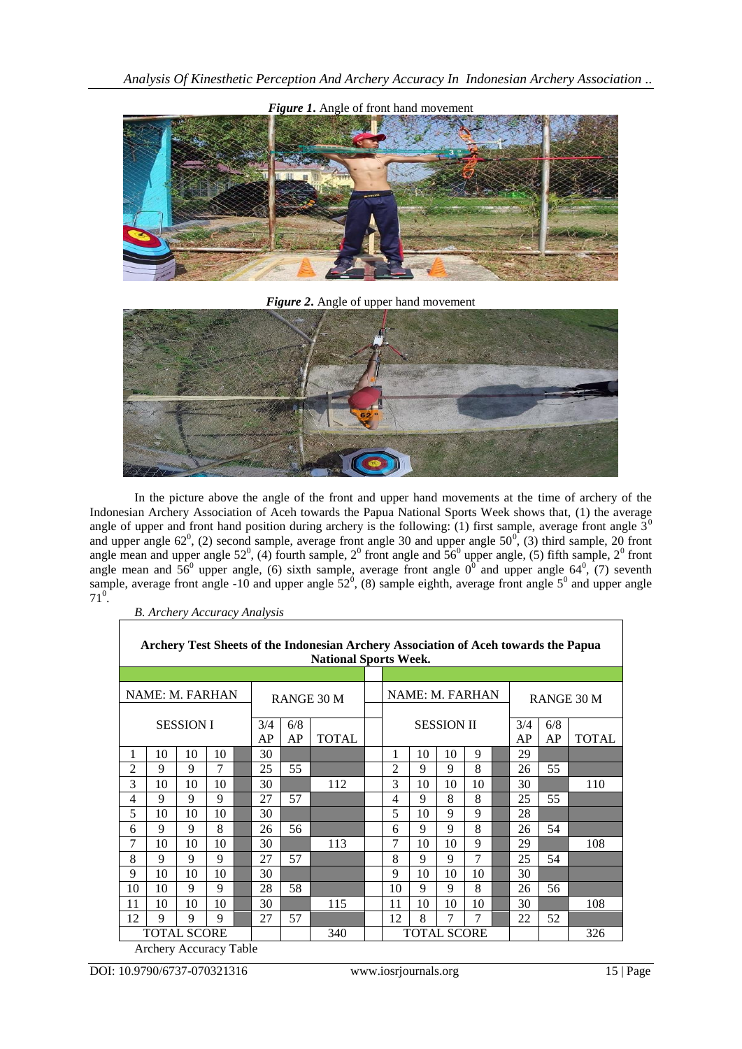*Figure 1.* Angle of front hand movement

*Figure 2.* Angle of upper hand movement

In the picture above the angle of the front and upper hand movements at the time of archery of the Indonesian Archery Association of Aceh towards the Papua National Sports Week shows that, (1) the average angle of upper and front hand position during archery is the following: (1) first sample, average front angle $3^0$ and upper angle $62^0$, (2) second sample, average front angle 30 and upper angle $50^0$, (3) third sample, 20 front angle mean and upper angle $52^0$, (4) fourth sample, $2^0$ front angle and $56^0$ upper angle, (5) fifth sample, $2^0$ front angle mean and $56^0$ upper angle, (6) sixth sample, average front angle $0^0$ upper angle $64^0$, (7) seventh sample, average front angle -10 and upper angle $52^0$, (8) sample eighth, average front angle $5^0$ and upper angle $71^0$.

*B. Archery Accuracy Analysis*

**Archery Test Sheets of the Indonesian Archery Association of Aceh towards the Papua National Sports Week.**

| NAME: M. FARHAN | | | | | RANGE 30 M | | | | NAME: M. FARHAN | | | | | RANGE 30 M | | |
|---|---|---|---|---|---|---|---|---|---|---|---|---|---|---|---|---|
| SESSION I | | | | | 3/4 AP | 6/8 AP | TOTAL | | SESSION II | | | | | 3/4 AP | 6/8 AP | TOTAL |
| 1 | 10 | 10 | 10 | | 30 | | | | 1 | 10 | 10 | 9 | | 29 | | |
| 2 | 9 | 9 | 7 | | 25 | 55 | | | 2 | 9 | 9 | 8 | | 26 | 55 | |
| 3 | 10 | 10 | 10 | | 30 | | 112 | | 3 | 10 | 10 | 10 | | 30 | | 110 |
| 4 | 9 | 9 | 9 | | 27 | 57 | | | 4 | 9 | 8 | 8 | | 25 | 55 | |
| 5 | 10 | 10 | 10 | | 30 | | | | 5 | 10 | 9 | 9 | | 28 | | |
| 6 | 9 | 9 | 8 | | 26 | 56 | | | 6 | 9 | 9 | 8 | | 26 | 54 | |
| 7 | 10 | 10 | 10 | | 30 | | 113 | | 7 | 10 | 10 | 9 | | 29 | | 108 |
| 8 | 9 | 9 | 9 | | 27 | 57 | | | 8 | 9 | 9 | 7 | | 25 | 54 | |
| 9 | 10 | 10 | 10 | | 30 | | | | 9 | 10 | 10 | 10 | | 30 | | |
| 10 | 10 | 9 | 9 | | 28 | 58 | | | 10 | 9 | 9 | 8 | | 26 | 56 | |
| 11 | 10 | 10 | 10 | | 30 | | 115 | | 11 | 10 | 10 | 10 | | 30 | | 108 |
| 12 | 9 | 9 | 9 | | 27 | 57 | | | 12 | 8 | 7 | 7 | | 22 | 52 | |
| TOTAL SCORE | | | | | | | 340 | | TOTAL SCORE | | | | | | | 326 |

Archery Accuracy Table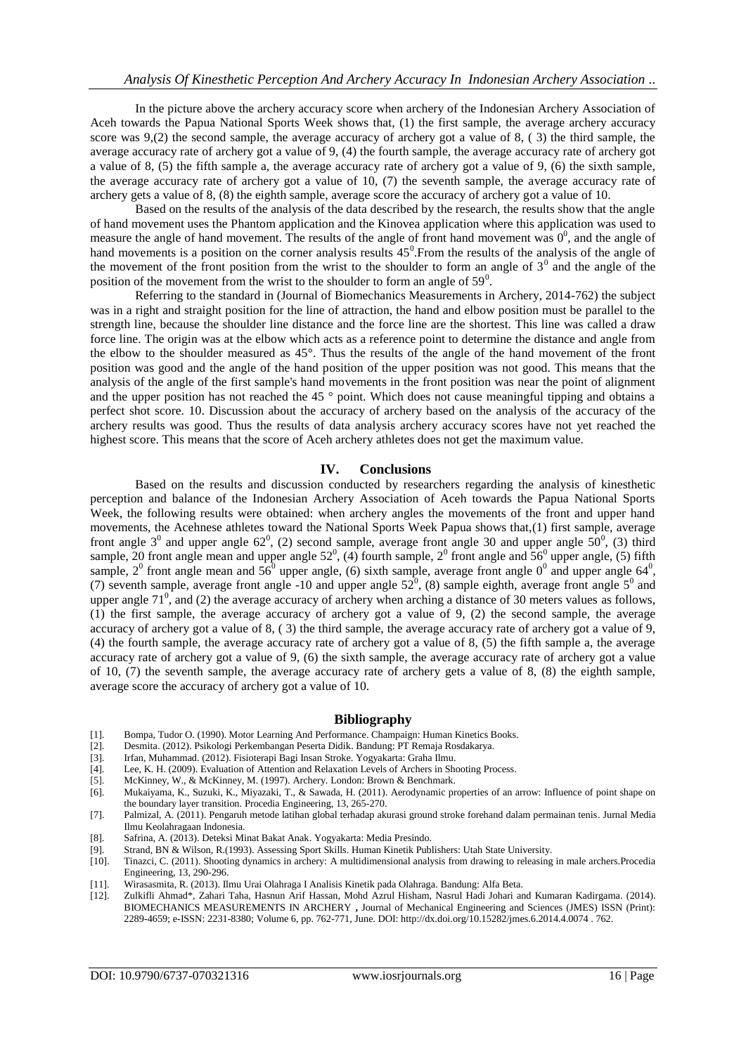In the picture above the archery accuracy score when archery of the Indonesian Archery Association of Aceh towards the Papua National Sports Week shows that, (1) the first sample, the average archery accuracy score was 9,(2) the second sample, the average accuracy of archery got a value of 8, ( 3) the third sample, the average accuracy rate of archery got a value of 9, (4) the fourth sample, the average accuracy rate of archery got a value of 8, (5) the fifth sample a, the average accuracy rate of archery got a value of 9, (6) the sixth sample, the average accuracy rate of archery got a value of 10, (7) the seventh sample, the average accuracy rate of archery gets a value of 8, (8) the eighth sample, average score the accuracy of archery got a value of 10.

Based on the results of the analysis of the data described by the research, the results show that the angle of hand movement uses the Phantom application and the Kinovea application where this application was used to measure the angle of hand movement. The results of the angle of front hand movement was $0^0$, and the angle of hand movements is a position on the corner analysis results $45^0$.From the results of the analysis of the angle of the movement of the front position from the wrist to the shoulder to form an angle of $3^0$ and the angle of the position of the movement from the wrist to the shoulder to form an angle of $59^0$.

Referring to the standard in (Journal of Biomechanics Measurements in Archery, 2014-762) the subject was in a right and straight position for the line of attraction, the hand and elbow position must be parallel to the strength line, because the shoulder line distance and the force line are the shortest. This line was called a draw force line. The origin was at the elbow which acts as a reference point to determine the distance and angle from the elbow to the shoulder measured as 45°. Thus the results of the angle of the hand movement of the front position was good and the angle of the hand position of the upper position was not good. This means that the analysis of the angle of the first sample's hand movements in the front position was near the point of alignment and the upper position has not reached the 45 ° point. Which does not cause meaningful tipping and obtains a perfect shot score. 10. Discussion about the accuracy of archery based on the analysis of the accuracy of the archery results was good. Thus the results of data analysis archery accuracy scores have not yet reached the highest score. This means that the score of Aceh archery athletes does not get the maximum value.

## IV. Conclusions

Based on the results and discussion conducted by researchers regarding the analysis of kinesthetic perception and balance of the Indonesian Archery Association of Aceh towards the Papua National Sports Week, the following results were obtained: when archery angles the movements of the front and upper hand movements, the Acehnese athletes toward the National Sports Week Papua shows that,(1) first sample, average front angle $3^0$ and upper angle $62^0$, (2) second sample, average front angle 30 and upper angle $50^0$, (3) third sample, 20 front angle mean and upper angle $52^0$, (4) fourth sample, $2^0$ front angle and $56^0$ upper angle, (5) fifth sample, $2^0$ front angle mean and $56^0$ upper angle, (6) sixth sample, average front angle $0^0$ and upper angle $64^0$, (7) seventh sample, average front angle -10 and upper angle $52^0$, (8) sample eighth, average front angle $5^0$ and upper angle $71^0$, and (2) the average accuracy of archery when arching a distance of 30 meters values as follows, (1) the first sample, the average accuracy of archery got a value of 9, (2) the second sample, the average accuracy of archery got a value of 8, ( 3) the third sample, the average accuracy rate of archery got a value of 9, (4) the fourth sample, the average accuracy rate of archery got a value of 8, (5) the fifth sample a, the average accuracy rate of archery got a value of 9, (6) the sixth sample, the average accuracy rate of archery got a value of 10, (7) the seventh sample, the average accuracy rate of archery gets a value of 8, (8) the eighth sample, average score the accuracy of archery got a value of 10.

## Bibliography

[1]. Bompa, Tudor O. (1990). Motor Learning And Performance. Champaign: Human Kinetics Books.
[2]. Desmita. (2012). Psikologi Perkembangan Peserta Didik. Bandung: PT Remaja Rosdakarya.
[3]. Irfan, Muhammad. (2012). Fisioterapi Bagi Insan Stroke. Yogyakarta: Graha Ilmu.
[4]. Lee, K. H. (2009). Evaluation of Attention and Relaxation Levels of Archers in Shooting Process.
[5]. McKinney, W., & McKinney, M. (1997). Archery. London: Brown & Benchmark.
[6]. Mukaiyama, K., Suzuki, K., Miyazaki, T., & Sawada, H. (2011). Aerodynamic properties of an arrow: Influence of point shape on the boundary layer transition. Procedia Engineering, 13, 265-270.
[7]. Palmizal, A. (2011). Pengaruh metode latihan global terhadap akurasi ground stroke forehand dalam permainan tenis. Jurnal Media Ilmu Keolahragaan Indonesia.
[8]. Safrina, A. (2013). Deteksi Minat Bakat Anak. Yogyakarta: Media Presindo.
[9]. Strand, BN & Wilson, R.(1993). Assessing Sport Skills. Human Kinetik Publishers: Utah State University.
[10]. Tinazci, C. (2011). Shooting dynamics in archery: A multidimensional analysis from drawing to releasing in male archers.Procedia Engineering, 13, 290-296.
[11]. Wirasasmita, R. (2013). Ilmu Urai Olahraga I Analisis Kinetik pada Olahraga. Bandung: Alfa Beta.
[12]. Zulkifli Ahmad*, Zahari Taha, Hasnun Arif Hassan, Mohd Azrul Hisham, Nasrul Hadi Johari and Kumaran Kadirgama. (2014). BIOMECHANICS MEASUREMENTS IN ARCHERY , Journal of Mechanical Engineering and Sciences (JMES) ISSN (Print): 2289-4659; e-ISSN: 2231-8380; Volume 6, pp. 762-771, June. DOI: http://dx.doi.org/10.15282/jmes.6.2014.4.0074 . 762.